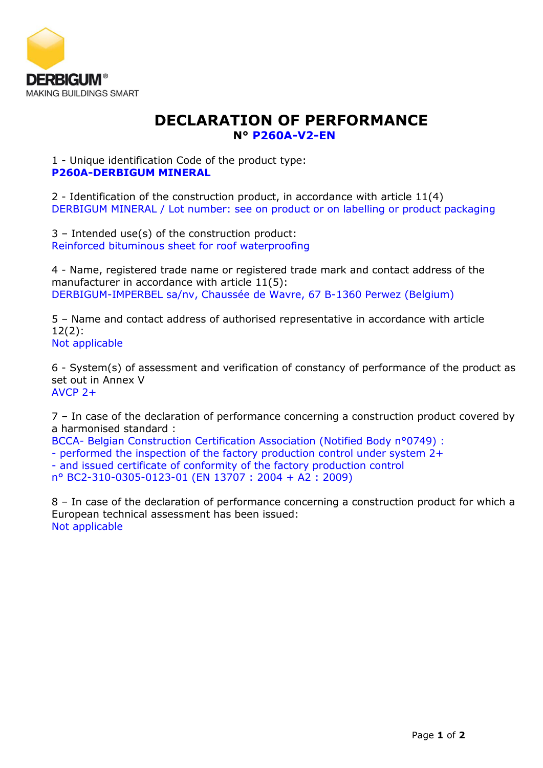DERBIGUM®
MAKING BUILDINGS SMART

# DECLARATION OF PERFORMANCE

## N° P260A-V2-EN

1 - Unique identification Code of the product type:
**P260A-DERBIGUM MINERAL**

2 - Identification of the construction product, in accordance with article 11(4)
DERBIGUM MINERAL / Lot number: see on product or on labelling or product packaging

3 – Intended use(s) of the construction product:
Reinforced bituminous sheet for roof waterproofing

4 - Name, registered trade name or registered trade mark and contact address of the manufacturer in accordance with article 11(5):
DERBIGUM-IMPERBEL sa/nv, Chaussée de Wavre, 67 B-1360 Perwez (Belgium)

5 – Name and contact address of authorised representative in accordance with article 12(2):
Not applicable

6 - System(s) of assessment and verification of constancy of performance of the product as set out in Annex V
AVCP 2+

7 – In case of the declaration of performance concerning a construction product covered by a harmonised standard :
BCCA- Belgian Construction Certification Association (Notified Body n°0749) :
- performed the inspection of the factory production control under system 2+
- and issued certificate of conformity of the factory production control
n° BC2-310-0305-0123-01 (EN 13707 : 2004 + A2 : 2009)

8 – In case of the declaration of performance concerning a construction product for which a European technical assessment has been issued:
Not applicable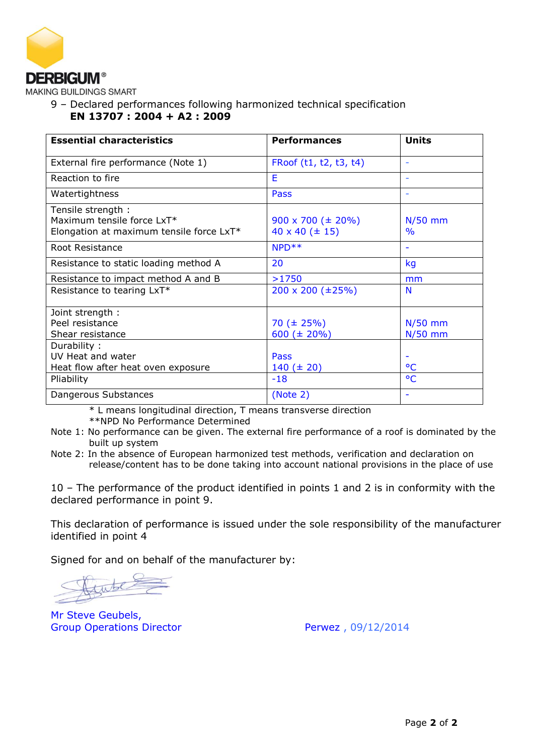DERBIGUM®
MAKING BUILDINGS SMART

9 – Declared performances following harmonized technical specification
**EN 13707 : 2004 + A2 : 2009**

| **Essential characteristics** | **Performances** | **Units** |
|---|---|---|
| External fire performance (Note 1) | FRoof (t1, t2, t3, t4) | - |
| Reaction to fire | E | - |
| Watertightness | Pass | - |
| Tensile strength :<br>Maximum tensile force LxT*<br>Elongation at maximum tensile force LxT* | <br>900 x 700 (± 20%)<br>40 x 40 (± 15) | <br>N/50 mm<br>% |
| Root Resistance | NPD** | - |
| Resistance to static loading method A | 20 | kg |
| Resistance to impact method A and B | >1750 | mm |
| Resistance to tearing LxT* | 200 x 200 (±25%) | N |
| Joint strength :<br>Peel resistance<br>Shear resistance | <br>70 (± 25%)<br>600 (± 20%) | <br>N/50 mm<br>N/50 mm |
| Durability :<br>UV Heat and water<br>Heat flow after heat oven exposure | <br>Pass<br>140 (± 20) | <br>-<br>°C |
| Pliability | -18 | °C |
| Dangerous Substances | (Note 2) | - |

\* L means longitudinal direction, T means transverse direction
**NPD No Performance Determined

Note 1: No performance can be given. The external fire performance of a roof is dominated by the built up system

Note 2: In the absence of European harmonized test methods, verification and declaration on release/content has to be done taking into account national provisions in the place of use

10 – The performance of the product identified in points 1 and 2 is in conformity with the declared performance in point 9.

This declaration of performance is issued under the sole responsibility of the manufacturer identified in point 4

Signed for and on behalf of the manufacturer by:

Mr Steve Geubels,
Group Operations Director

Perwez , 09/12/2014